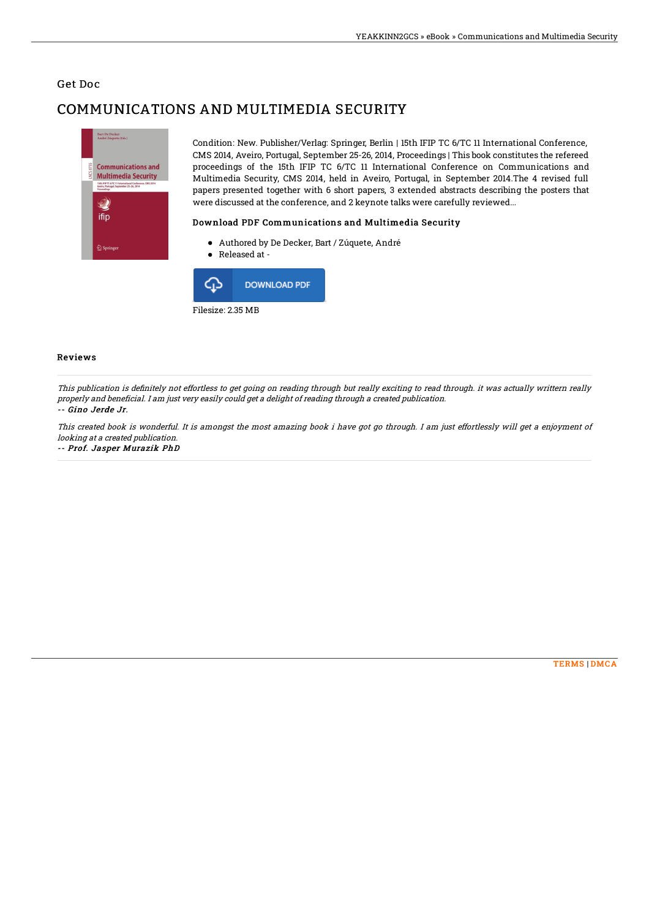Get Doc

# COMMUNICATIONS AND MULTIMEDIA SECURITY

Condition: New. Publisher/Verlag: Springer, Berlin | 15th IFIP TC 6/TC 11 International Conference, CMS 2014, Aveiro, Portugal, September 25-26, 2014, Proceedings | This book constitutes the refereed proceedings of the 15th IFIP TC 6/TC 11 International Conference on Communications and Multimedia Security, CMS 2014, held in Aveiro, Portugal, in September 2014.The 4 revised full papers presented together with 6 short papers, 3 extended abstracts describing the posters that were discussed at the conference, and 2 keynote talks were carefully reviewed...

### Download PDF Communications and Multimedia Security

- Authored by De Decker, Bart / Zúquete, André
- Released at -

DOWNLOAD PDF

Filesize: 2.35 MB

## Reviews

*This publication is definitely not effortless to get going on reading through but really exciting to read through. it was actually writtern really properly and beneficial. I am just very easily could get a delight of reading through a created publication.*

*-- Gino Jerde Jr.*

*This created book is wonderful. It is amongst the most amazing book i have got go through. I am just effortlessly will get a enjoyment of looking at a created publication.*

*-- Prof. Jasper Murazik PhD*

TERMS | DMCA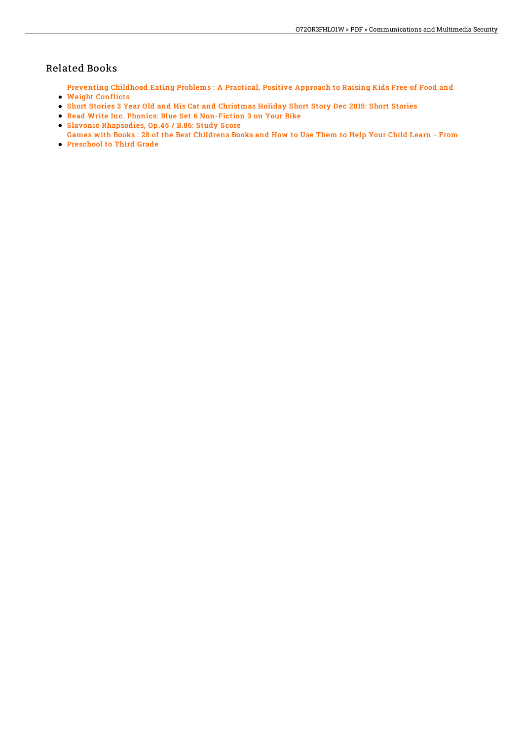## Related Books

- Preventing Childhood Eating Problems : A Practical, Positive Approach to Raising Kids Free of Food and Weight Conflicts
- Short Stories 3 Year Old and His Cat and Christmas Holiday Short Story Dec 2015: Short Stories
- Read Write Inc. Phonics: Blue Set 6 Non-Fiction 3 on Your Bike
- Slavonic Rhapsodies, Op.45 / B.86: Study Score
- Games with Books : 28 of the Best Childrens Books and How to Use Them to Help Your Child Learn - From Preschool to Third Grade